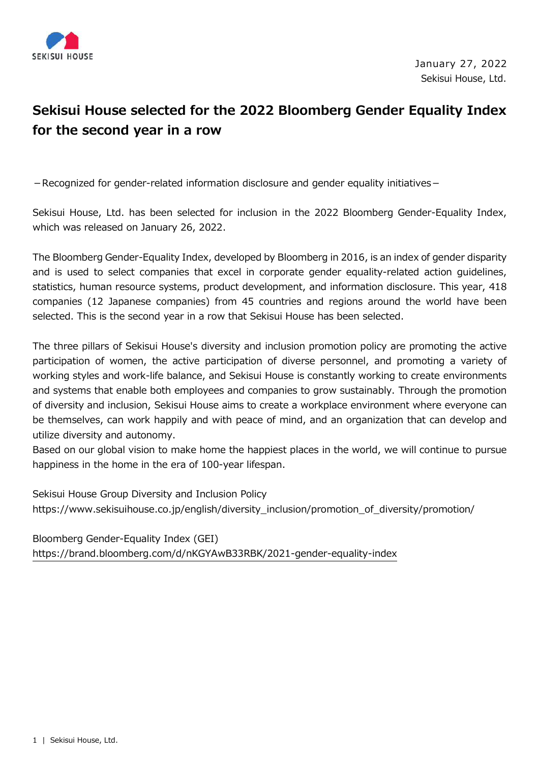SEKISUI HOUSE

January 27, 2022
Sekisui House, Ltd.

# Sekisui House selected for the 2022 Bloomberg Gender Equality Index for the second year in a row

－Recognized for gender-related information disclosure and gender equality initiatives－

Sekisui House, Ltd. has been selected for inclusion in the 2022 Bloomberg Gender-Equality Index, which was released on January 26, 2022.

The Bloomberg Gender-Equality Index, developed by Bloomberg in 2016, is an index of gender disparity and is used to select companies that excel in corporate gender equality-related action guidelines, statistics, human resource systems, product development, and information disclosure. This year, 418 companies (12 Japanese companies) from 45 countries and regions around the world have been selected. This is the second year in a row that Sekisui House has been selected.

The three pillars of Sekisui House's diversity and inclusion promotion policy are promoting the active participation of women, the active participation of diverse personnel, and promoting a variety of working styles and work-life balance, and Sekisui House is constantly working to create environments and systems that enable both employees and companies to grow sustainably. Through the promotion of diversity and inclusion, Sekisui House aims to create a workplace environment where everyone can be themselves, can work happily and with peace of mind, and an organization that can develop and utilize diversity and autonomy.
Based on our global vision to make home the happiest places in the world, we will continue to pursue happiness in the home in the era of 100-year lifespan.

Sekisui House Group Diversity and Inclusion Policy
https://www.sekisuihouse.co.jp/english/diversity_inclusion/promotion_of_diversity/promotion/

Bloomberg Gender-Equality Index (GEI)
https://brand.bloomberg.com/d/nKGYAwB33RBK/2021-gender-equality-index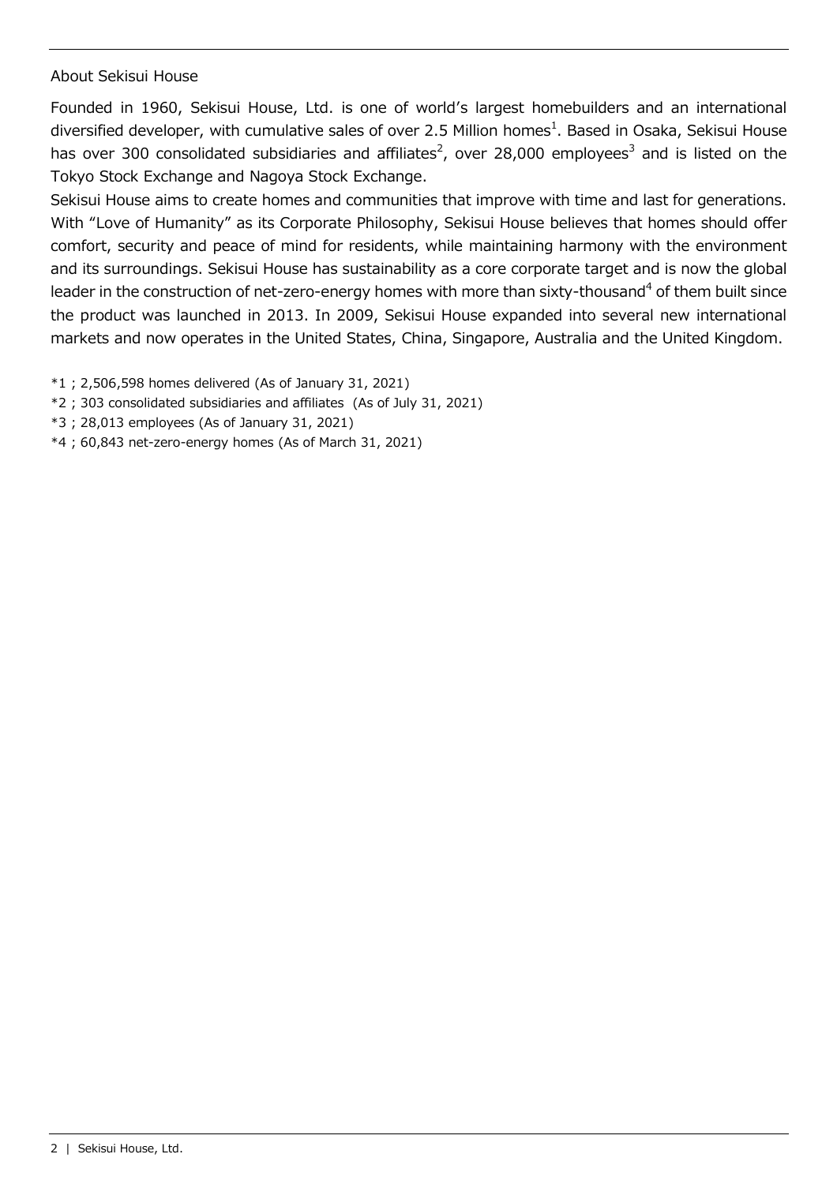## About Sekisui House

Founded in 1960, Sekisui House, Ltd. is one of world's largest homebuilders and an international diversified developer, with cumulative sales of over 2.5 Million homes[1]. Based in Osaka, Sekisui House has over 300 consolidated subsidiaries and affiliates[2], over 28,000 employees[3] and is listed on the Tokyo Stock Exchange and Nagoya Stock Exchange.

Sekisui House aims to create homes and communities that improve with time and last for generations. With "Love of Humanity" as its Corporate Philosophy, Sekisui House believes that homes should offer comfort, security and peace of mind for residents, while maintaining harmony with the environment and its surroundings. Sekisui House has sustainability as a core corporate target and is now the global leader in the construction of net-zero-energy homes with more than sixty-thousand[4] of them built since the product was launched in 2013. In 2009, Sekisui House expanded into several new international markets and now operates in the United States, China, Singapore, Australia and the United Kingdom.

*1 ; 2,506,598 homes delivered (As of January 31, 2021)

*2 ; 303 consolidated subsidiaries and affiliates (As of July 31, 2021)

*3 ; 28,013 employees (As of January 31, 2021)

*4 ; 60,843 net-zero-energy homes (As of March 31, 2021)